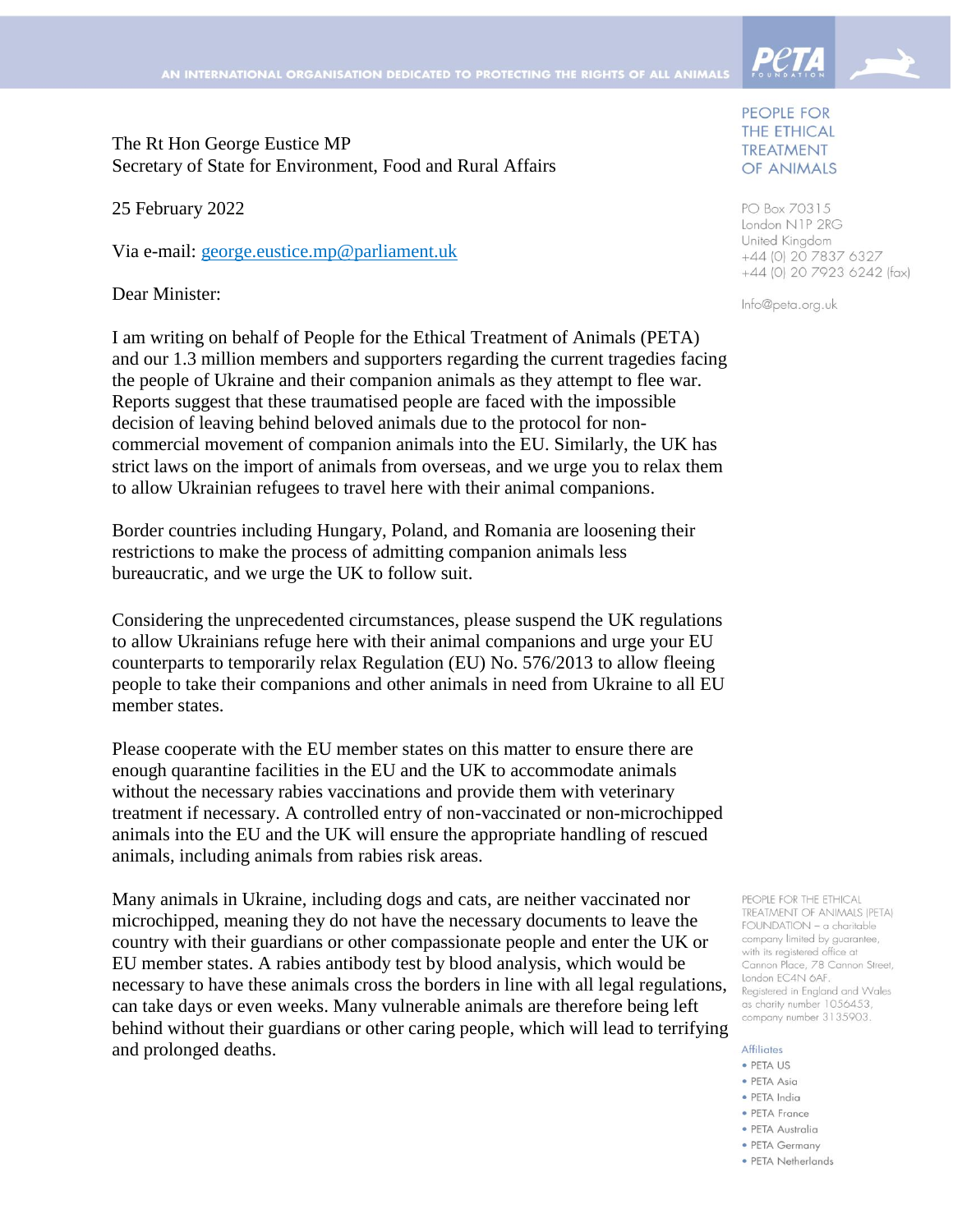AN INTERNATIONAL ORGANISATION DEDICATED TO PROTECTING THE RIGHTS OF ALL ANIMALS

PETA FOUNDATION

PEOPLE FOR THE ETHICAL TREATMENT OF ANIMALS

PO Box 70315
London N1P 2RG
United Kingdom
+44 (0) 20 7837 6327
+44 (0) 20 7923 6242 (fax)

Info@peta.org.uk

The Rt Hon George Eustice MP
Secretary of State for Environment, Food and Rural Affairs

25 February 2022

Via e-mail: george.eustice.mp@parliament.uk

Dear Minister:

I am writing on behalf of People for the Ethical Treatment of Animals (PETA) and our 1.3 million members and supporters regarding the current tragedies facing the people of Ukraine and their companion animals as they attempt to flee war. Reports suggest that these traumatised people are faced with the impossible decision of leaving behind beloved animals due to the protocol for non-commercial movement of companion animals into the EU. Similarly, the UK has strict laws on the import of animals from overseas, and we urge you to relax them to allow Ukrainian refugees to travel here with their animal companions.

Border countries including Hungary, Poland, and Romania are loosening their restrictions to make the process of admitting companion animals less bureaucratic, and we urge the UK to follow suit.

Considering the unprecedented circumstances, please suspend the UK regulations to allow Ukrainians refuge here with their animal companions and urge your EU counterparts to temporarily relax Regulation (EU) No. 576/2013 to allow fleeing people to take their companions and other animals in need from Ukraine to all EU member states.

Please cooperate with the EU member states on this matter to ensure there are enough quarantine facilities in the EU and the UK to accommodate animals without the necessary rabies vaccinations and provide them with veterinary treatment if necessary. A controlled entry of non-vaccinated or non-microchipped animals into the EU and the UK will ensure the appropriate handling of rescued animals, including animals from rabies risk areas.

Many animals in Ukraine, including dogs and cats, are neither vaccinated nor microchipped, meaning they do not have the necessary documents to leave the country with their guardians or other compassionate people and enter the UK or EU member states. A rabies antibody test by blood analysis, which would be necessary to have these animals cross the borders in line with all legal regulations, can take days or even weeks. Many vulnerable animals are therefore being left behind without their guardians or other caring people, which will lead to terrifying and prolonged deaths.

PEOPLE FOR THE ETHICAL TREATMENT OF ANIMALS (PETA) FOUNDATION – a charitable company limited by guarantee, with its registered office at Cannon Place, 78 Cannon Street, London EC4N 6AF. Registered in England and Wales as charity number 1056453, company number 3135903.

Affiliates
- PETA US
- PETA Asia
- PETA India
- PETA France
- PETA Australia
- PETA Germany
- PETA Netherlands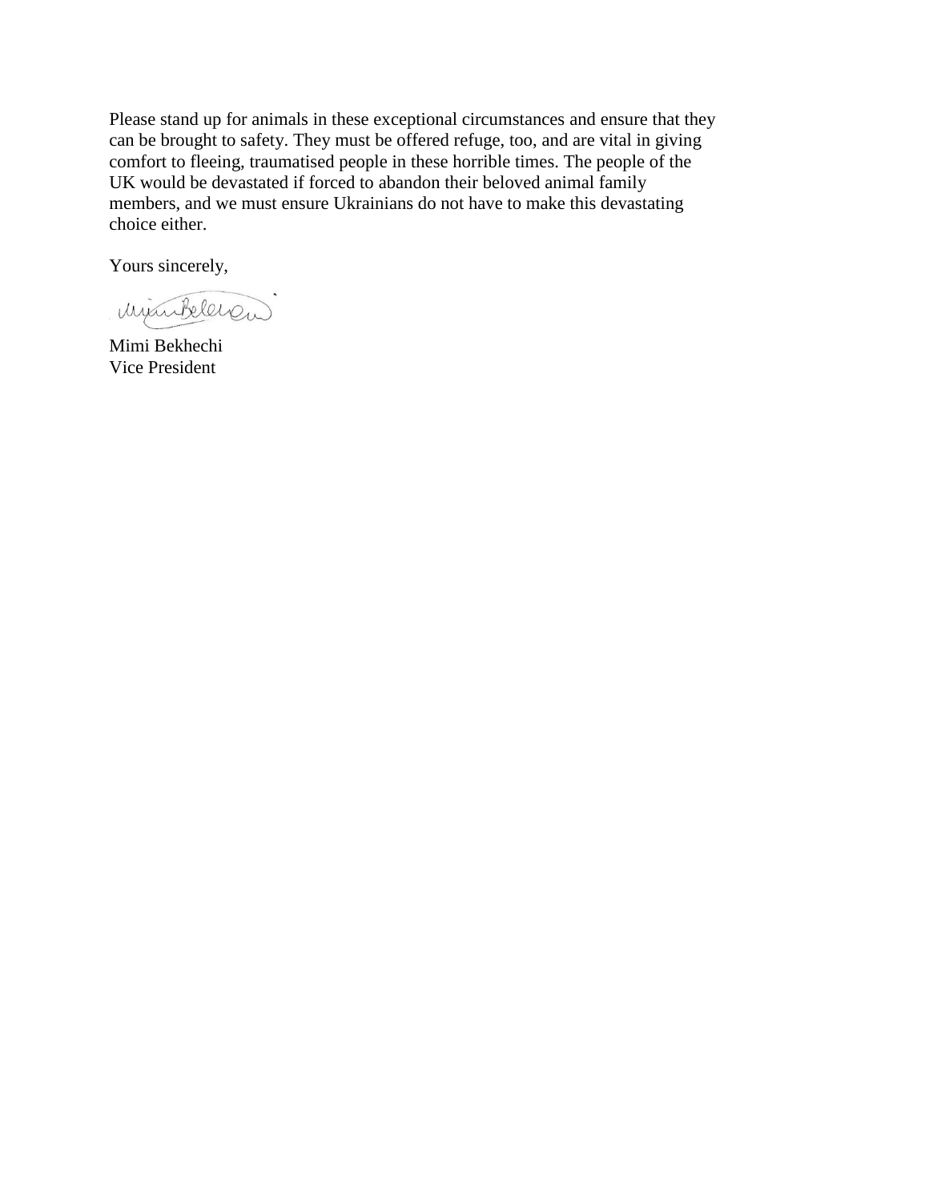Please stand up for animals in these exceptional circumstances and ensure that they can be brought to safety. They must be offered refuge, too, and are vital in giving comfort to fleeing, traumatised people in these horrible times. The people of the UK would be devastated if forced to abandon their beloved animal family members, and we must ensure Ukrainians do not have to make this devastating choice either.

Yours sincerely,

Mimi Bekhechi
Vice President